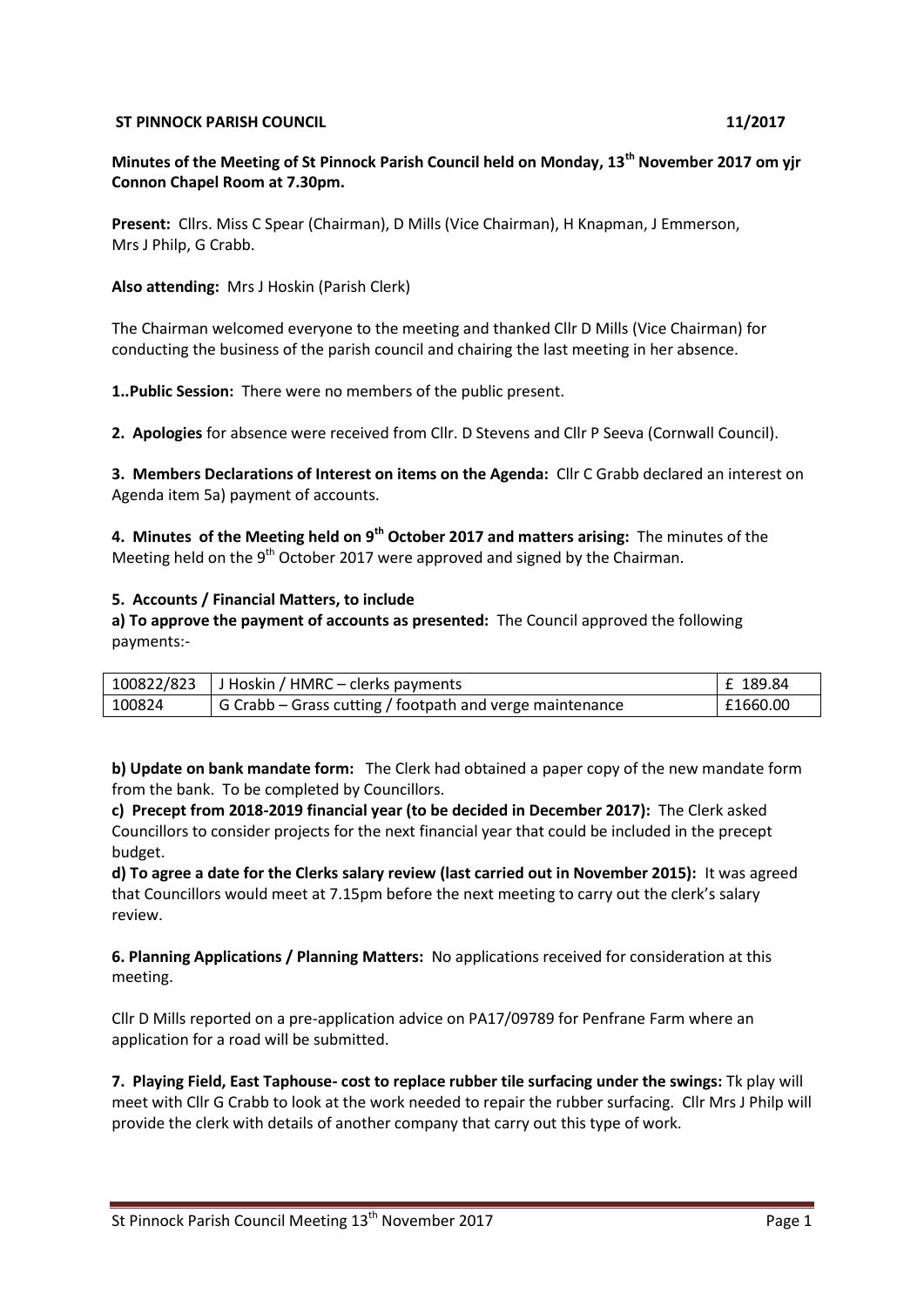**ST PINNOCK PARISH COUNCIL** **11/2017**

**Minutes of the Meeting of St Pinnock Parish Council held on Monday, 13th November 2017 om yjr Connon Chapel Room at 7.30pm.**

**Present:** Cllrs. Miss C Spear (Chairman), D Mills (Vice Chairman), H Knapman, J Emmerson, Mrs J Philp, G Crabb.

**Also attending:** Mrs J Hoskin (Parish Clerk)

The Chairman welcomed everyone to the meeting and thanked Cllr D Mills (Vice Chairman) for conducting the business of the parish council and chairing the last meeting in her absence.

**1..Public Session:** There were no members of the public present.

**2. Apologies** for absence were received from Cllr. D Stevens and Cllr P Seeva (Cornwall Council).

**3. Members Declarations of Interest on items on the Agenda:** Cllr C Grabb declared an interest on Agenda item 5a) payment of accounts.

**4. Minutes of the Meeting held on 9th October 2017 and matters arising:** The minutes of the Meeting held on the 9th October 2017 were approved and signed by the Chairman.

**5. Accounts / Financial Matters, to include**

**a) To approve the payment of accounts as presented:** The Council approved the following payments:-

| | | |
|---|---|---|
| 100822/823 | J Hoskin / HMRC – clerks payments | £ 189.84 |
| 100824 | G Crabb – Grass cutting / footpath and verge maintenance | £1660.00 |

**b) Update on bank mandate form:** The Clerk had obtained a paper copy of the new mandate form from the bank. To be completed by Councillors.

**c) Precept from 2018-2019 financial year (to be decided in December 2017):** The Clerk asked Councillors to consider projects for the next financial year that could be included in the precept budget.

**d) To agree a date for the Clerks salary review (last carried out in November 2015):** It was agreed that Councillors would meet at 7.15pm before the next meeting to carry out the clerk's salary review.

**6. Planning Applications / Planning Matters:** No applications received for consideration at this meeting.

Cllr D Mills reported on a pre-application advice on PA17/09789 for Penfrane Farm where an application for a road will be submitted.

**7. Playing Field, East Taphouse- cost to replace rubber tile surfacing under the swings:** Tk play will meet with Cllr G Crabb to look at the work needed to repair the rubber surfacing. Cllr Mrs J Philp will provide the clerk with details of another company that carry out this type of work.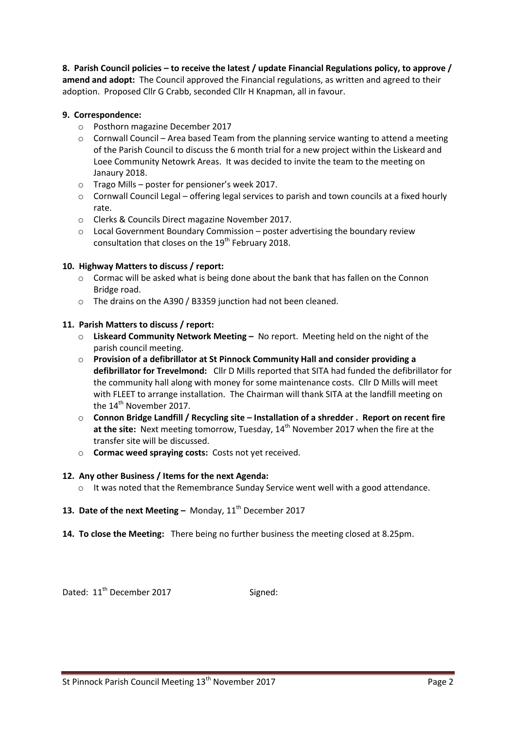**8. Parish Council policies – to receive the latest / update Financial Regulations policy, to approve / amend and adopt:** The Council approved the Financial regulations, as written and agreed to their adoption. Proposed Cllr G Crabb, seconded Cllr H Knapman, all in favour.

**9. Correspondence:**

- Posthorn magazine December 2017
- Cornwall Council – Area based Team from the planning service wanting to attend a meeting of the Parish Council to discuss the 6 month trial for a new project within the Liskeard and Loee Community Netowrk Areas. It was decided to invite the team to the meeting on Janaury 2018.
- Trago Mills – poster for pensioner's week 2017.
- Cornwall Council Legal – offering legal services to parish and town councils at a fixed hourly rate.
- Clerks & Councils Direct magazine November 2017.
- Local Government Boundary Commission – poster advertising the boundary review consultation that closes on the 19th February 2018.

**10. Highway Matters to discuss / report:**

- Cormac will be asked what is being done about the bank that has fallen on the Connon Bridge road.
- The drains on the A390 / B3359 junction had not been cleaned.

**11. Parish Matters to discuss / report:**

- **Liskeard Community Network Meeting –** No report. Meeting held on the night of the parish council meeting.
- **Provision of a defibrillator at St Pinnock Community Hall and consider providing a defibrillator for Trevelmond:** Cllr D Mills reported that SITA had funded the defibrillator for the community hall along with money for some maintenance costs. Cllr D Mills will meet with FLEET to arrange installation. The Chairman will thank SITA at the landfill meeting on the 14th November 2017.
- **Connon Bridge Landfill / Recycling site – Installation of a shredder . Report on recent fire at the site:** Next meeting tomorrow, Tuesday, 14th November 2017 when the fire at the transfer site will be discussed.
- **Cormac weed spraying costs:** Costs not yet received.

**12. Any other Business / Items for the next Agenda:**

- It was noted that the Remembrance Sunday Service went well with a good attendance.

**13. Date of the next Meeting –** Monday, 11th December 2017

**14. To close the Meeting:** There being no further business the meeting closed at 8.25pm.

Dated: 11th December 2017 Signed: